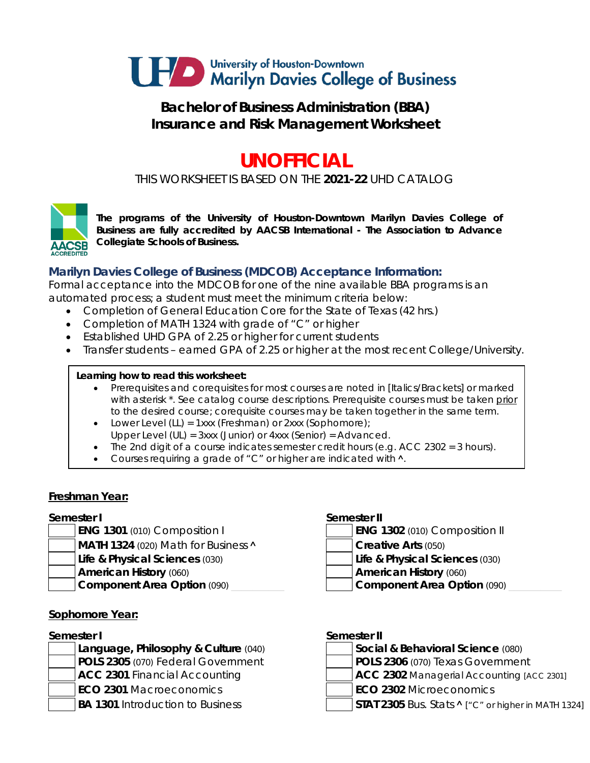University of Houston-Downtown
Marilyn Davies College of Business

# Bachelor of Business Administration (BBA)
# Insurance and Risk Management Worksheet

## UNOFFICIAL

THIS WORKSHEET IS BASED ON THE **2021-22** UHD CATALOG

**The programs of the University of Houston-Downtown Marilyn Davies College of Business are fully accredited by AACSB International - The Association to Advance Collegiate Schools of Business.**

### Marilyn Davies College of Business (MDCOB) Acceptance Information:

Formal acceptance into the MDCOB for one of the nine available BBA programs is an automated process; a student must meet the minimum criteria below:

- Completion of General Education Core for the State of Texas (42 hrs.)
- Completion of MATH 1324 with grade of "C" or higher
- Established UHD GPA of 2.25 or higher for current students
- Transfer students – earned GPA of 2.25 or higher at the most recent College/University.

**Learning how to read this worksheet:**

- *Prerequisites and corequisites for most courses are noted in [Italics/Brackets] or marked with asterisk *. See catalog course descriptions. Prerequisite courses must be taken prior to the desired course; corequisite courses may be taken together in the same term.*
- *Lower Level (LL) = 1xxx (Freshman) or 2xxx (Sophomore); Upper Level (UL) = 3xxx (Junior) or 4xxx (Senior) = Advanced.*
- *The 2nd digit of a course indicates semester credit hours (e.g. ACC 2302 = 3 hours).*
- *Courses requiring a grade of "C" or higher are indicated with ^.*

### Freshman Year:

**Semester I**

| | |
|---|---|
| | **ENG 1301** (010) Composition I |
| | **MATH 1324** (020) Math for Business ^ |
| | **Life & Physical Sciences** (030) |
| | **American History** (060) |
| | **Component Area Option** (090) ________ |

**Semester II**

| | |
|---|---|
| | **ENG 1302** (010) Composition II |
| | **Creative Arts** (050) |
| | **Life & Physical Sciences** (030) |
| | **American History** (060) |
| | **Component Area Option** (090) ________ |

### Sophomore Year:

**Semester I**

| | |
|---|---|
| | **Language, Philosophy & Culture** (040) |
| | **POLS 2305** (070) Federal Government |
| | **ACC 2301** Financial Accounting |
| | **ECO 2301** Macroeconomics |
| | **BA 1301** Introduction to Business |

**Semester II**

| | |
|---|---|
| | **Social & Behavioral Science** (080) |
| | **POLS 2306** (070) Texas Government |
| | **ACC 2302** Managerial Accounting [ACC 2301] |
| | **ECO 2302** Microeconomics |
| | **STAT 2305** Bus. Stats ^ ["C" or higher in MATH 1324] |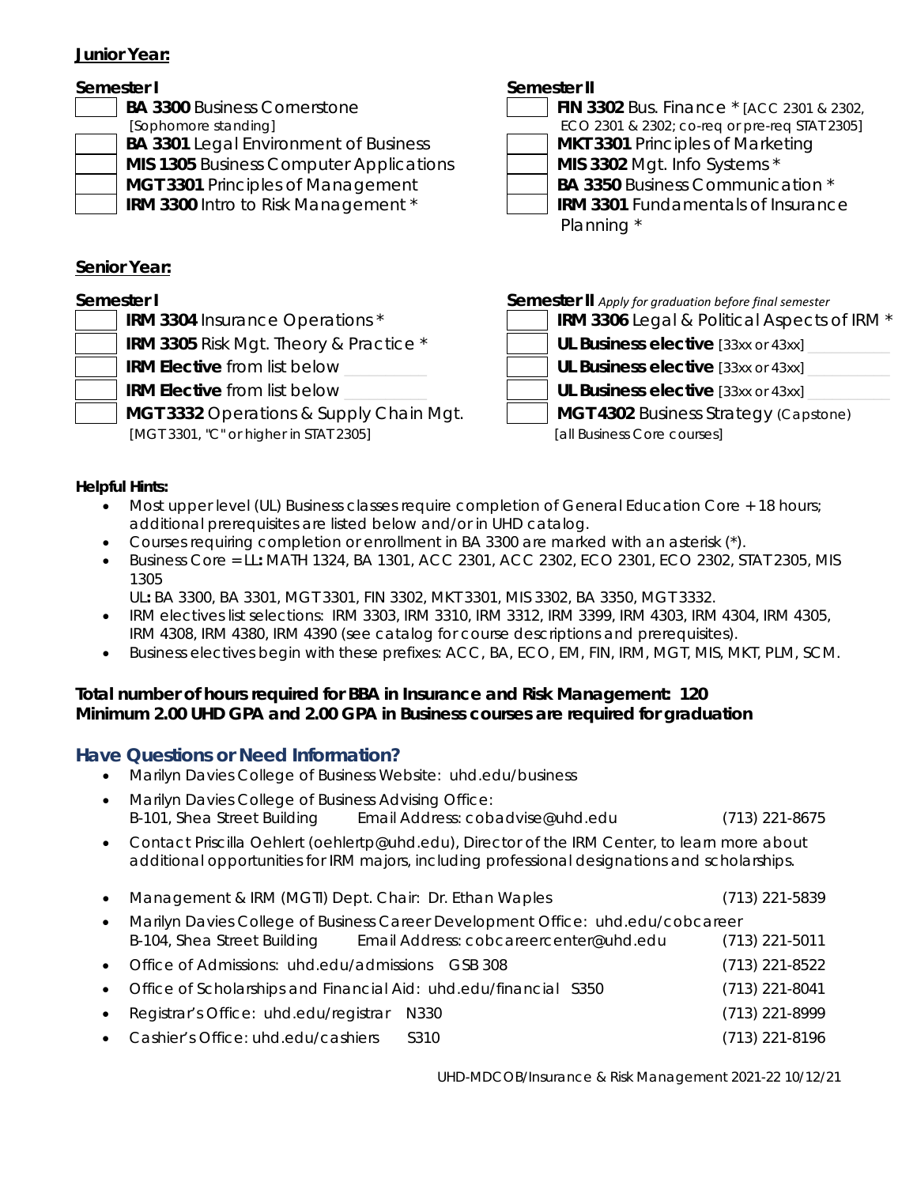## Junior Year:

### Semester I

- ☐ **BA 3300** Business Cornerstone [Sophomore standing]
- ☐ **BA 3301** Legal Environment of Business
- ☐ **MIS 1305** Business Computer Applications
- ☐ **MGT 3301** Principles of Management
- ☐ **IRM 3300** Intro to Risk Management *

### Semester II

- ☐ **FIN 3302** Bus. Finance * [ACC 2301 & 2302, ECO 2301 & 2302; co-req or pre-req STAT 2305]
- ☐ **MKT 3301** Principles of Marketing
- ☐ **MIS 3302** Mgt. Info Systems *
- ☐ **BA 3350** Business Communication *
- ☐ **IRM 3301** Fundamentals of Insurance Planning *

## Senior Year:

### Semester I

- ☐ **IRM 3304** Insurance Operations *
- ☐ **IRM 3305** Risk Mgt. Theory & Practice *
- ☐ **IRM Elective** from list below ________
- ☐ **IRM Elective** from list below ________
- ☐ **MGT 3332** Operations & Supply Chain Mgt. [MGT 3301, "C" or higher in STAT 2305]

### Semester II *Apply for graduation before final semester*

- ☐ **IRM 3306** Legal & Political Aspects of IRM *
- ☐ **UL Business elective** [33xx or 43xx] ________
- ☐ **UL Business elective** [33xx or 43xx] ________
- ☐ **UL Business elective** [33xx or 43xx] ________
- ☐ **MGT 4302** Business Strategy (Capstone) [all Business Core courses]

**Helpful Hints:**

- Most upper level (UL) Business classes require completion of General Education Core + 18 hours; additional prerequisites are listed below and/or in UHD catalog.
- Courses requiring completion or enrollment in BA 3300 are marked with an asterisk (*).
- Business Core = LL**:** MATH 1324, BA 1301, ACC 2301, ACC 2302, ECO 2301, ECO 2302, STAT 2305, MIS 1305
  UL**:** BA 3300, BA 3301, MGT 3301, FIN 3302, MKT 3301, MIS 3302, BA 3350, MGT 3332.
- IRM electives list selections: IRM 3303, IRM 3310, IRM 3312, IRM 3399, IRM 4303, IRM 4304, IRM 4305, IRM 4308, IRM 4380, IRM 4390 (see catalog for course descriptions and prerequisites).
- Business electives begin with these prefixes: ACC, BA, ECO, EM, FIN, IRM, MGT, MIS, MKT, PLM, SCM.

**Total number of hours required for BBA in Insurance and Risk Management: 120**
**Minimum 2.00 UHD GPA and 2.00 GPA in Business courses are required for graduation**

## Have Questions or Need Information?

- Marilyn Davies College of Business Website: uhd.edu/business
- Marilyn Davies College of Business Advising Office:
  B-101, Shea Street Building Email Address: cobadvise@uhd.edu (713) 221-8675
- Contact Priscilla Oehlert (oehlertp@uhd.edu), Director of the IRM Center, to learn more about additional opportunities for IRM majors, including professional designations and scholarships.
- Management & IRM (MGTI) Dept. Chair: Dr. Ethan Waples (713) 221-5839
- Marilyn Davies College of Business Career Development Office: uhd.edu/cobcareer
  B-104, Shea Street Building Email Address: cobcareercenter@uhd.edu (713) 221-5011
- Office of Admissions: uhd.edu/admissions GSB 308 (713) 221-8522
- Office of Scholarships and Financial Aid: uhd.edu/financial S350 (713) 221-8041
- Registrar's Office: uhd.edu/registrar N330 (713) 221-8999
- Cashier's Office: uhd.edu/cashiers S310 (713) 221-8196

UHD-MDCOB/Insurance & Risk Management 2021-22 10/12/21